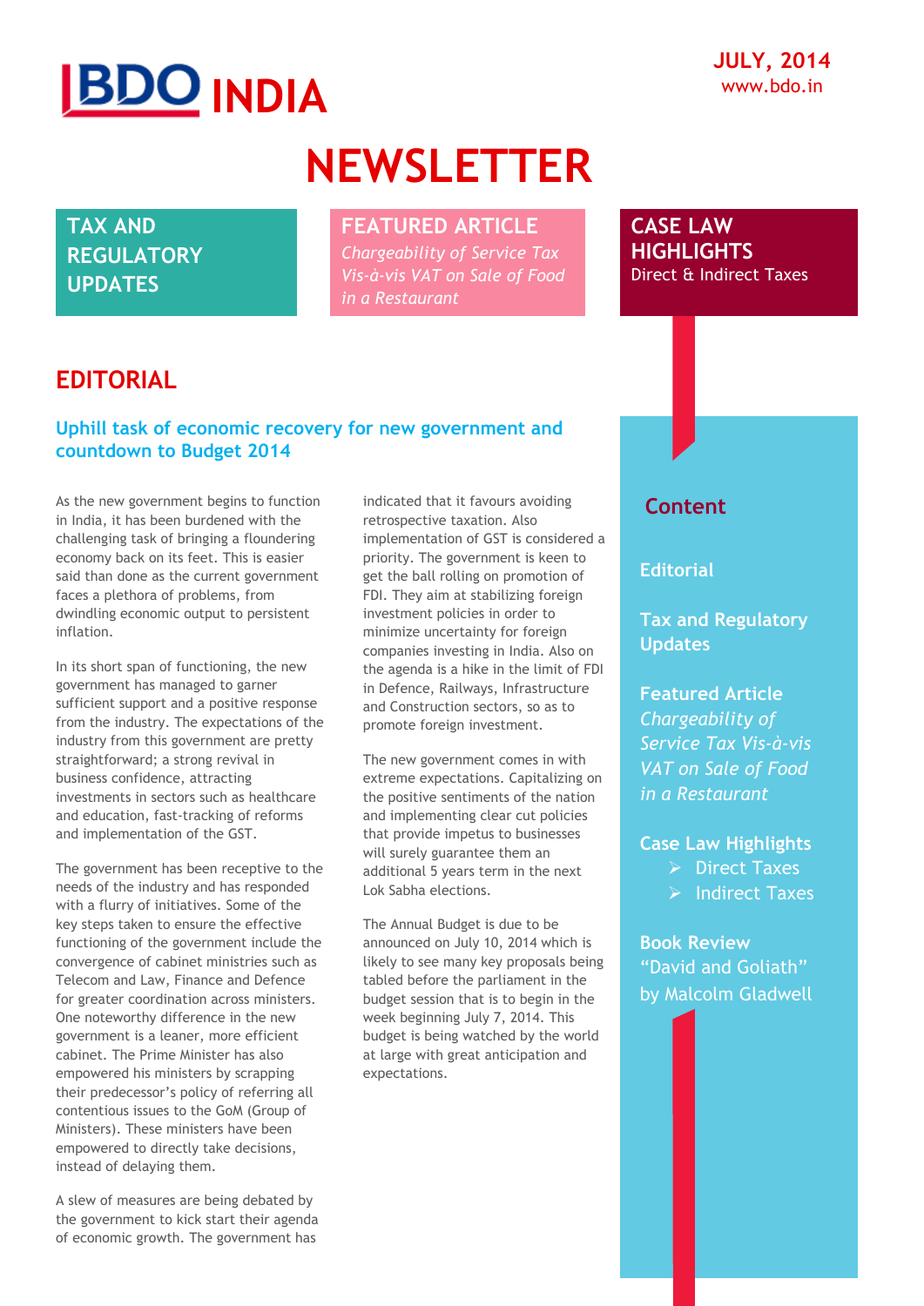BDO INDIA

JULY, 2014
www.bdo.in

# NEWSLETTER

**TAX AND REGULATORY UPDATES**

**FEATURED ARTICLE**
*Chargeability of Service Tax Vis-à-vis VAT on Sale of Food in a Restaurant*

**CASE LAW HIGHLIGHTS**
Direct & Indirect Taxes

## EDITORIAL

### Uphill task of economic recovery for new government and countdown to Budget 2014

As the new government begins to function in India, it has been burdened with the challenging task of bringing a floundering economy back on its feet. This is easier said than done as the current government faces a plethora of problems, from dwindling economic output to persistent inflation.

In its short span of functioning, the new government has managed to garner sufficient support and a positive response from the industry. The expectations of the industry from this government are pretty straightforward; a strong revival in business confidence, attracting investments in sectors such as healthcare and education, fast-tracking of reforms and implementation of the GST.

The government has been receptive to the needs of the industry and has responded with a flurry of initiatives. Some of the key steps taken to ensure the effective functioning of the government include the convergence of cabinet ministries such as Telecom and Law, Finance and Defence for greater coordination across ministers. One noteworthy difference in the new government is a leaner, more efficient cabinet. The Prime Minister has also empowered his ministers by scrapping their predecessor's policy of referring all contentious issues to the GoM (Group of Ministers). These ministers have been empowered to directly take decisions, instead of delaying them.

A slew of measures are being debated by the government to kick start their agenda of economic growth. The government has indicated that it favours avoiding retrospective taxation. Also implementation of GST is considered a priority. The government is keen to get the ball rolling on promotion of FDI. They aim at stabilizing foreign investment policies in order to minimize uncertainty for foreign companies investing in India. Also on the agenda is a hike in the limit of FDI in Defence, Railways, Infrastructure and Construction sectors, so as to promote foreign investment.

The new government comes in with extreme expectations. Capitalizing on the positive sentiments of the nation and implementing clear cut policies that provide impetus to businesses will surely guarantee them an additional 5 years term in the next Lok Sabha elections.

The Annual Budget is due to be announced on July 10, 2014 which is likely to see many key proposals being tabled before the parliament in the budget session that is to begin in the week beginning July 7, 2014. This budget is being watched by the world at large with great anticipation and expectations.

## Content

**Editorial**

**Tax and Regulatory Updates**

**Featured Article**
*Chargeability of Service Tax Vis-à-vis VAT on Sale of Food in a Restaurant*

**Case Law Highlights**
- Direct Taxes
- Indirect Taxes

**Book Review**
"David and Goliath" by Malcolm Gladwell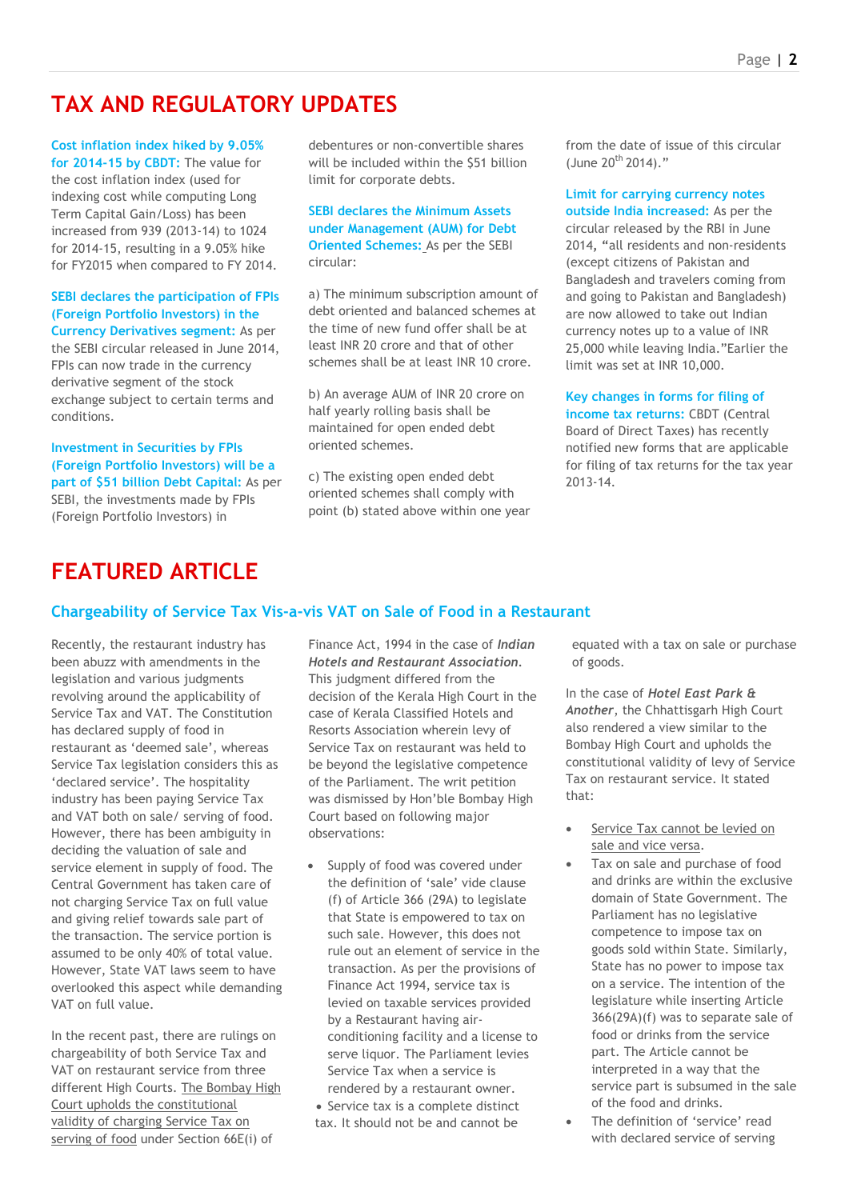# TAX AND REGULATORY UPDATES

**Cost inflation index hiked by 9.05% for 2014-15 by CBDT:** The value for the cost inflation index (used for indexing cost while computing Long Term Capital Gain/Loss) has been increased from 939 (2013-14) to 1024 for 2014-15, resulting in a 9.05% hike for FY2015 when compared to FY 2014.

**SEBI declares the participation of FPIs (Foreign Portfolio Investors) in the Currency Derivatives segment:** As per the SEBI circular released in June 2014, FPIs can now trade in the currency derivative segment of the stock exchange subject to certain terms and conditions.

**Investment in Securities by FPIs (Foreign Portfolio Investors) will be a part of $51 billion Debt Capital:** As per SEBI, the investments made by FPIs (Foreign Portfolio Investors) in debentures or non-convertible shares will be included within the $51 billion limit for corporate debts.

**SEBI declares the Minimum Assets under Management (AUM) for Debt Oriented Schemes:** As per the SEBI circular:

a) The minimum subscription amount of debt oriented and balanced schemes at the time of new fund offer shall be at least INR 20 crore and that of other schemes shall be at least INR 10 crore.

b) An average AUM of INR 20 crore on half yearly rolling basis shall be maintained for open ended debt oriented schemes.

c) The existing open ended debt oriented schemes shall comply with point (b) stated above within one year from the date of issue of this circular (June 20th 2014)."

**Limit for carrying currency notes outside India increased:** As per the circular released by the RBI in June 2014, "all residents and non-residents (except citizens of Pakistan and Bangladesh and travelers coming from and going to Pakistan and Bangladesh) are now allowed to take out Indian currency notes up to a value of INR 25,000 while leaving India."Earlier the limit was set at INR 10,000.

**Key changes in forms for filing of income tax returns:** CBDT (Central Board of Direct Taxes) has recently notified new forms that are applicable for filing of tax returns for the tax year 2013-14.

# FEATURED ARTICLE

## Chargeability of Service Tax Vis-a-vis VAT on Sale of Food in a Restaurant

Recently, the restaurant industry has been abuzz with amendments in the legislation and various judgments revolving around the applicability of Service Tax and VAT. The Constitution has declared supply of food in restaurant as 'deemed sale', whereas Service Tax legislation considers this as 'declared service'. The hospitality industry has been paying Service Tax and VAT both on sale/ serving of food. However, there has been ambiguity in deciding the valuation of sale and service element in supply of food. The Central Government has taken care of not charging Service Tax on full value and giving relief towards sale part of the transaction. The service portion is assumed to be only 40% of total value. However, State VAT laws seem to have overlooked this aspect while demanding VAT on full value.

In the recent past, there are rulings on chargeability of both Service Tax and VAT on restaurant service from three different High Courts. The Bombay High Court upholds the constitutional validity of charging Service Tax on serving of food under Section 66E(i) of Finance Act, 1994 in the case of ***Indian Hotels and Restaurant Association***. This judgment differed from the decision of the Kerala High Court in the case of Kerala Classified Hotels and Resorts Association wherein levy of Service Tax on restaurant was held to be beyond the legislative competence of the Parliament. The writ petition was dismissed by Hon'ble Bombay High Court based on following major observations:

- Supply of food was covered under the definition of 'sale' vide clause (f) of Article 366 (29A) to legislate that State is empowered to tax on such sale. However, this does not rule out an element of service in the transaction. As per the provisions of Finance Act 1994, service tax is levied on taxable services provided by a Restaurant having air-conditioning facility and a license to serve liquor. The Parliament levies Service Tax when a service is rendered by a restaurant owner.
- Service tax is a complete distinct tax. It should not be and cannot be equated with a tax on sale or purchase of goods.

In the case of ***Hotel East Park & Another***, the Chhattisgarh High Court also rendered a view similar to the Bombay High Court and upholds the constitutional validity of levy of Service Tax on restaurant service. It stated that:

- Service Tax cannot be levied on sale and vice versa.
- Tax on sale and purchase of food and drinks are within the exclusive domain of State Government. The Parliament has no legislative competence to impose tax on goods sold within State. Similarly, State has no power to impose tax on a service. The intention of the legislature while inserting Article 366(29A)(f) was to separate sale of food or drinks from the service part. The Article cannot be interpreted in a way that the service part is subsumed in the sale of the food and drinks.
- The definition of 'service' read with declared service of serving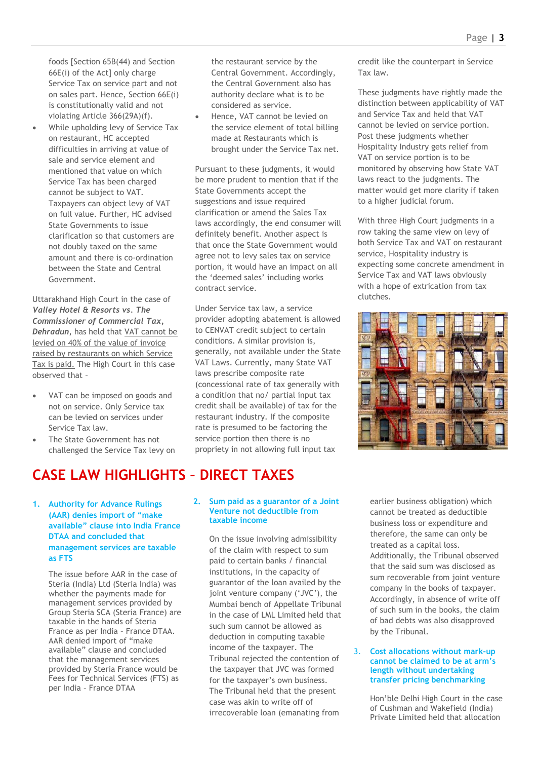foods [Section 65B(44) and Section 66E(i) of the Act] only charge Service Tax on service part and not on sales part. Hence, Section 66E(i) is constitutionally valid and not violating Article 366(29A)(f).

- While upholding levy of Service Tax on restaurant, HC accepted difficulties in arriving at value of sale and service element and mentioned that value on which Service Tax has been charged cannot be subject to VAT. Taxpayers can object levy of VAT on full value. Further, HC advised State Governments to issue clarification so that customers are not doubly taxed on the same amount and there is co-ordination between the State and Central Government.

Uttarakhand High Court in the case of ***Valley Hotel & Resorts vs. The Commissioner of Commercial Tax, Dehradun***, has held that VAT cannot be levied on 40% of the value of invoice raised by restaurants on which Service Tax is paid. The High Court in this case observed that -

- VAT can be imposed on goods and not on service. Only Service tax can be levied on services under Service Tax law.
- The State Government has not challenged the Service Tax levy on the restaurant service by the Central Government. Accordingly, the Central Government also has authority declare what is to be considered as service.
- Hence, VAT cannot be levied on the service element of total billing made at Restaurants which is brought under the Service Tax net.

Pursuant to these judgments, it would be more prudent to mention that if the State Governments accept the suggestions and issue required clarification or amend the Sales Tax laws accordingly, the end consumer will definitely benefit. Another aspect is that once the State Government would agree not to levy sales tax on service portion, it would have an impact on all the 'deemed sales' including works contract service.

Under Service tax law, a service provider adopting abatement is allowed to CENVAT credit subject to certain conditions. A similar provision is, generally, not available under the State VAT Laws. Currently, many State VAT laws prescribe composite rate (concessional rate of tax generally with a condition that no/ partial input tax credit shall be available) of tax for the restaurant industry. If the composite rate is presumed to be factoring the service portion then there is no propriety in not allowing full input tax credit like the counterpart in Service Tax law.

These judgments have rightly made the distinction between applicability of VAT and Service Tax and held that VAT cannot be levied on service portion. Post these judgments whether Hospitality Industry gets relief from VAT on service portion is to be monitored by observing how State VAT laws react to the judgments. The matter would get more clarity if taken to a higher judicial forum.

With three High Court judgments in a row taking the same view on levy of both Service Tax and VAT on restaurant service, Hospitality industry is expecting some concrete amendment in Service Tax and VAT laws obviously with a hope of extrication from tax clutches.

# CASE LAW HIGHLIGHTS – DIRECT TAXES

### 1. Authority for Advance Rulings (AAR) denies import of "make available" clause into India France DTAA and concluded that management services are taxable as FTS

The issue before AAR in the case of Steria (India) Ltd (Steria India) was whether the payments made for management services provided by Group Steria SCA (Steria France) are taxable in the hands of Steria France as per India – France DTAA. AAR denied import of "make available" clause and concluded that the management services provided by Steria France would be Fees for Technical Services (FTS) as per India – France DTAA

### 2. Sum paid as a guarantor of a Joint Venture not deductible from taxable income

On the issue involving admissibility of the claim with respect to sum paid to certain banks / financial institutions, in the capacity of guarantor of the loan availed by the joint venture company ('JVC'), the Mumbai bench of Appellate Tribunal in the case of LML Limited held that such sum cannot be allowed as deduction in computing taxable income of the taxpayer. The Tribunal rejected the contention of the taxpayer that JVC was formed for the taxpayer's own business. The Tribunal held that the present case was akin to write off of irrecoverable loan (emanating from earlier business obligation) which cannot be treated as deductible business loss or expenditure and therefore, the same can only be treated as a capital loss. Additionally, the Tribunal observed that the said sum was disclosed as sum recoverable from joint venture company in the books of taxpayer. Accordingly, in absence of write off of such sum in the books, the claim of bad debts was also disapproved by the Tribunal.

### 3. Cost allocations without mark-up cannot be claimed to be at arm's length without undertaking transfer pricing benchmarking

Hon'ble Delhi High Court in the case of Cushman and Wakefield (India) Private Limited held that allocation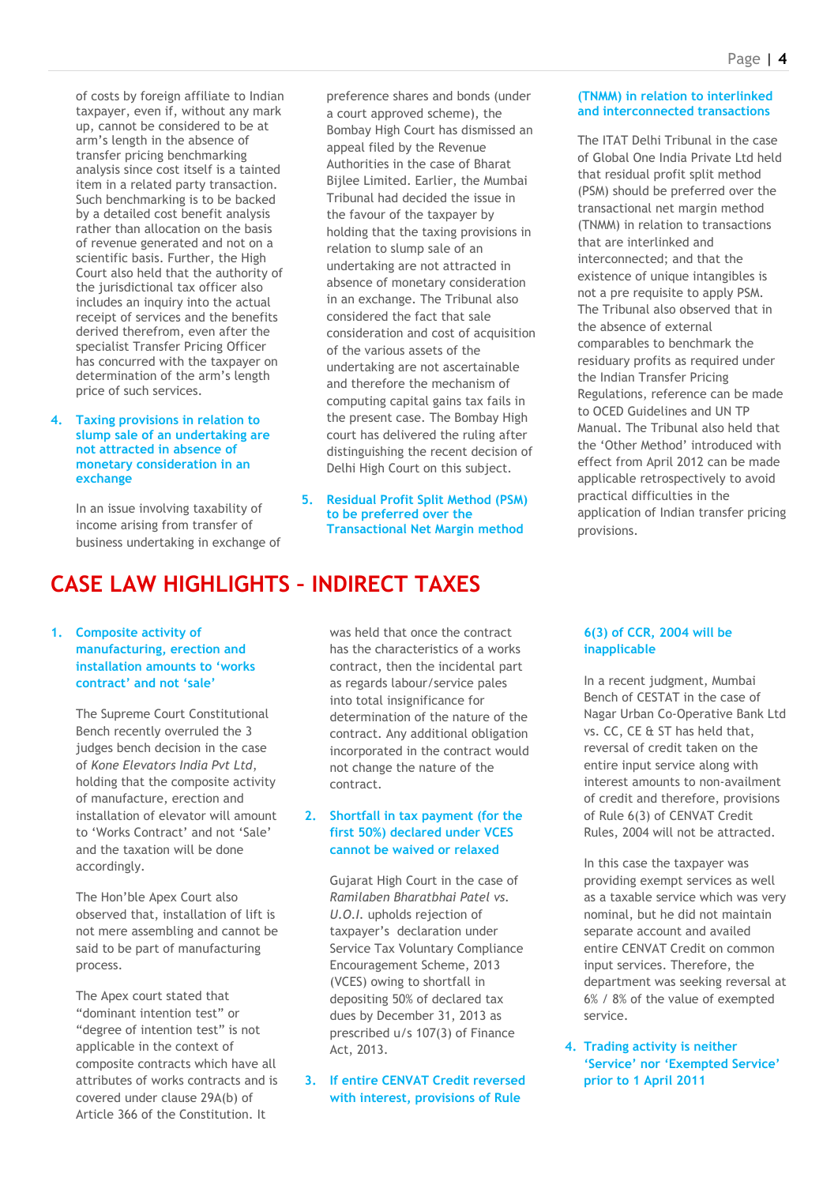of costs by foreign affiliate to Indian taxpayer, even if, without any mark up, cannot be considered to be at arm's length in the absence of transfer pricing benchmarking analysis since cost itself is a tainted item in a related party transaction. Such benchmarking is to be backed by a detailed cost benefit analysis rather than allocation on the basis of revenue generated and not on a scientific basis. Further, the High Court also held that the authority of the jurisdictional tax officer also includes an inquiry into the actual receipt of services and the benefits derived therefrom, even after the specialist Transfer Pricing Officer has concurred with the taxpayer on determination of the arm's length price of such services.

### 4. Taxing provisions in relation to slump sale of an undertaking are not attracted in absence of monetary consideration in an exchange

In an issue involving taxability of income arising from transfer of business undertaking in exchange of preference shares and bonds (under a court approved scheme), the Bombay High Court has dismissed an appeal filed by the Revenue Authorities in the case of Bharat Bijlee Limited. Earlier, the Mumbai Tribunal had decided the issue in the favour of the taxpayer by holding that the taxing provisions in relation to slump sale of an undertaking are not attracted in absence of monetary consideration in an exchange. The Tribunal also considered the fact that sale consideration and cost of acquisition of the various assets of the undertaking are not ascertainable and therefore the mechanism of computing capital gains tax fails in the present case. The Bombay High court has delivered the ruling after distinguishing the recent decision of Delhi High Court on this subject.

### 5. Residual Profit Split Method (PSM) to be preferred over the Transactional Net Margin method (TNMM) in relation to interlinked and interconnected transactions

The ITAT Delhi Tribunal in the case of Global One India Private Ltd held that residual profit split method (PSM) should be preferred over the transactional net margin method (TNMM) in relation to transactions that are interlinked and interconnected; and that the existence of unique intangibles is not a pre requisite to apply PSM. The Tribunal also observed that in the absence of external comparables to benchmark the residuary profits as required under the Indian Transfer Pricing Regulations, reference can be made to OCED Guidelines and UN TP Manual. The Tribunal also held that the 'Other Method' introduced with effect from April 2012 can be made applicable retrospectively to avoid practical difficulties in the application of Indian transfer pricing provisions.

## CASE LAW HIGHLIGHTS – INDIRECT TAXES

### 1. Composite activity of manufacturing, erection and installation amounts to 'works contract' and not 'sale'

The Supreme Court Constitutional Bench recently overruled the 3 judges bench decision in the case of *Kone Elevators India Pvt Ltd*, holding that the composite activity of manufacture, erection and installation of elevator will amount to 'Works Contract' and not 'Sale' and the taxation will be done accordingly.

The Hon'ble Apex Court also observed that, installation of lift is not mere assembling and cannot be said to be part of manufacturing process.

The Apex court stated that "dominant intention test" or "degree of intention test" is not applicable in the context of composite contracts which have all attributes of works contracts and is covered under clause 29A(b) of Article 366 of the Constitution. It was held that once the contract has the characteristics of a works contract, then the incidental part as regards labour/service pales into total insignificance for determination of the nature of the contract. Any additional obligation incorporated in the contract would not change the nature of the contract.

### 2. Shortfall in tax payment (for the first 50%) declared under VCES cannot be waived or relaxed

Gujarat High Court in the case of *Ramilaben Bharatbhai Patel vs. U.O.I.* upholds rejection of taxpayer's declaration under Service Tax Voluntary Compliance Encouragement Scheme, 2013 (VCES) owing to shortfall in depositing 50% of declared tax dues by December 31, 2013 as prescribed u/s 107(3) of Finance Act, 2013.

### 3. If entire CENVAT Credit reversed with interest, provisions of Rule 6(3) of CCR, 2004 will be inapplicable

In a recent judgment, Mumbai Bench of CESTAT in the case of Nagar Urban Co-Operative Bank Ltd vs. CC, CE & ST has held that, reversal of credit taken on the entire input service along with interest amounts to non-availment of credit and therefore, provisions of Rule 6(3) of CENVAT Credit Rules, 2004 will not be attracted.

In this case the taxpayer was providing exempt services as well as a taxable service which was very nominal, but he did not maintain separate account and availed entire CENVAT Credit on common input services. Therefore, the department was seeking reversal at 6% / 8% of the value of exempted service.

### 4. Trading activity is neither 'Service' nor 'Exempted Service' prior to 1 April 2011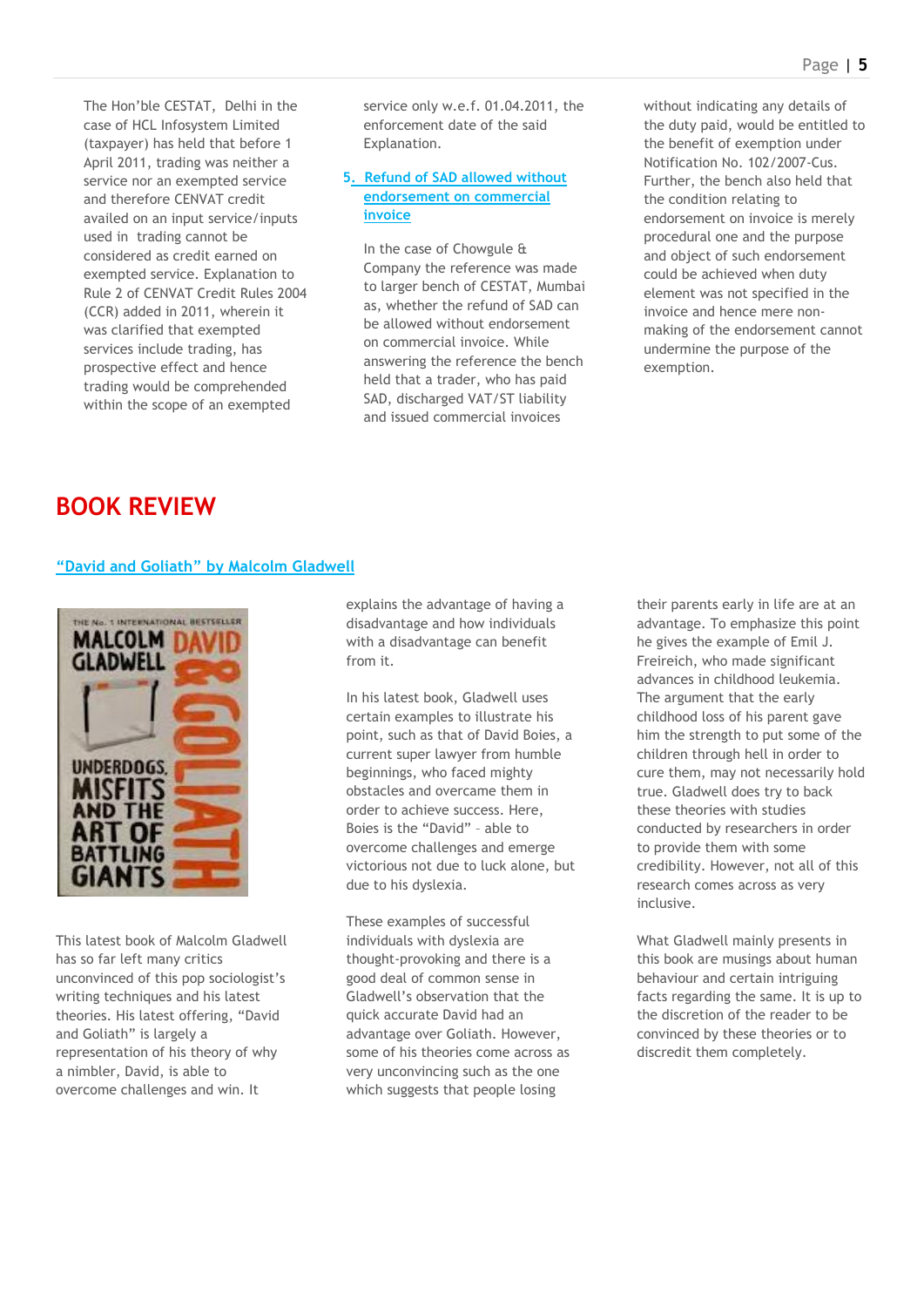The Hon'ble CESTAT, Delhi in the case of HCL Infosystem Limited (taxpayer) has held that before 1 April 2011, trading was neither a service nor an exempted service and therefore CENVAT credit availed on an input service/inputs used in trading cannot be considered as credit earned on exempted service. Explanation to Rule 2 of CENVAT Credit Rules 2004 (CCR) added in 2011, wherein it was clarified that exempted services include trading, has prospective effect and hence trading would be comprehended within the scope of an exempted service only w.e.f. 01.04.2011, the enforcement date of the said Explanation.

### 5. Refund of SAD allowed without endorsement on commercial invoice

In the case of Chowgule & Company the reference was made to larger bench of CESTAT, Mumbai as, whether the refund of SAD can be allowed without endorsement on commercial invoice. While answering the reference the bench held that a trader, who has paid SAD, discharged VAT/ST liability and issued commercial invoices without indicating any details of the duty paid, would be entitled to the benefit of exemption under Notification No. 102/2007-Cus. Further, the bench also held that the condition relating to endorsement on invoice is merely procedural one and the purpose and object of such endorsement could be achieved when duty element was not specified in the invoice and hence mere non-making of the endorsement cannot undermine the purpose of the exemption.

# BOOK REVIEW

## "David and Goliath" by Malcolm Gladwell

This latest book of Malcolm Gladwell has so far left many critics unconvinced of this pop sociologist's writing techniques and his latest theories. His latest offering, "David and Goliath" is largely a representation of his theory of why a nimbler, David, is able to overcome challenges and win. It explains the advantage of having a disadvantage and how individuals with a disadvantage can benefit from it.

In his latest book, Gladwell uses certain examples to illustrate his point, such as that of David Boies, a current super lawyer from humble beginnings, who faced mighty obstacles and overcame them in order to achieve success. Here, Boies is the "David" – able to overcome challenges and emerge victorious not due to luck alone, but due to his dyslexia.

These examples of successful individuals with dyslexia are thought-provoking and there is a good deal of common sense in Gladwell's observation that the quick accurate David had an advantage over Goliath. However, some of his theories come across as very unconvincing such as the one which suggests that people losing their parents early in life are at an advantage. To emphasize this point he gives the example of Emil J. Freireich, who made significant advances in childhood leukemia. The argument that the early childhood loss of his parent gave him the strength to put some of the children through hell in order to cure them, may not necessarily hold true. Gladwell does try to back these theories with studies conducted by researchers in order to provide them with some credibility. However, not all of this research comes across as very inclusive.

What Gladwell mainly presents in this book are musings about human behaviour and certain intriguing facts regarding the same. It is up to the discretion of the reader to be convinced by these theories or to discredit them completely.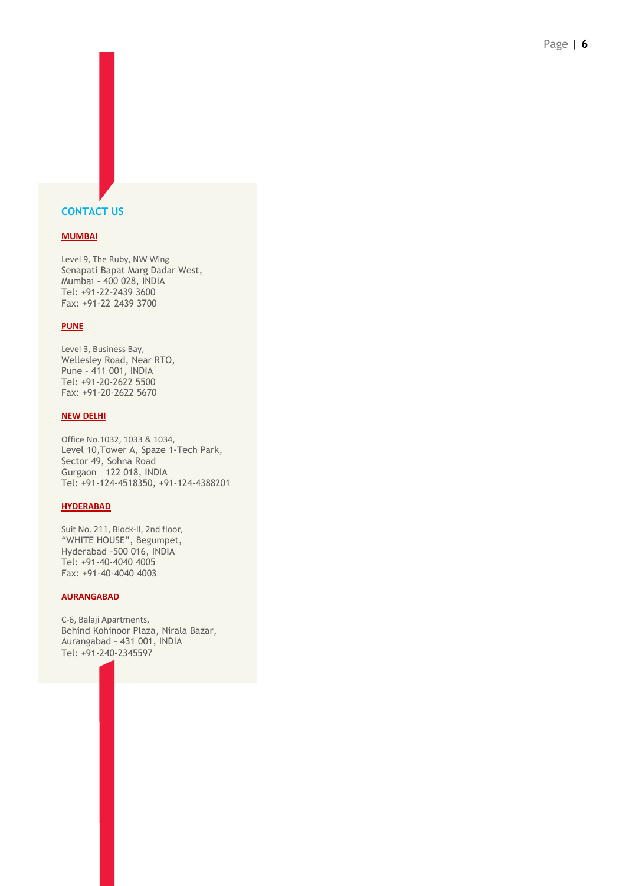## CONTACT US

### MUMBAI

Level 9, The Ruby, NW Wing
Senapati Bapat Marg Dadar West,
Mumbai - 400 028, INDIA
Tel: +91-22-2439 3600
Fax: +91-22-2439 3700

### PUNE

Level 3, Business Bay,
Wellesley Road, Near RTO,
Pune - 411 001, INDIA
Tel: +91-20-2622 5500
Fax: +91-20-2622 5670

### NEW DELHI

Office No.1032, 1033 & 1034,
Level 10,Tower A, Spaze 1-Tech Park,
Sector 49, Sohna Road
Gurgaon - 122 018, INDIA
Tel: +91-124-4518350, +91-124-4388201

### HYDERABAD

Suit No. 211, Block-II, 2nd floor,
"WHITE HOUSE", Begumpet,
Hyderabad -500 016, INDIA
Tel: +91-40-4040 4005
Fax: +91-40-4040 4003

### AURANGABAD

C-6, Balaji Apartments,
Behind Kohinoor Plaza, Nirala Bazar,
Aurangabad - 431 001, INDIA
Tel: +91-240-2345597